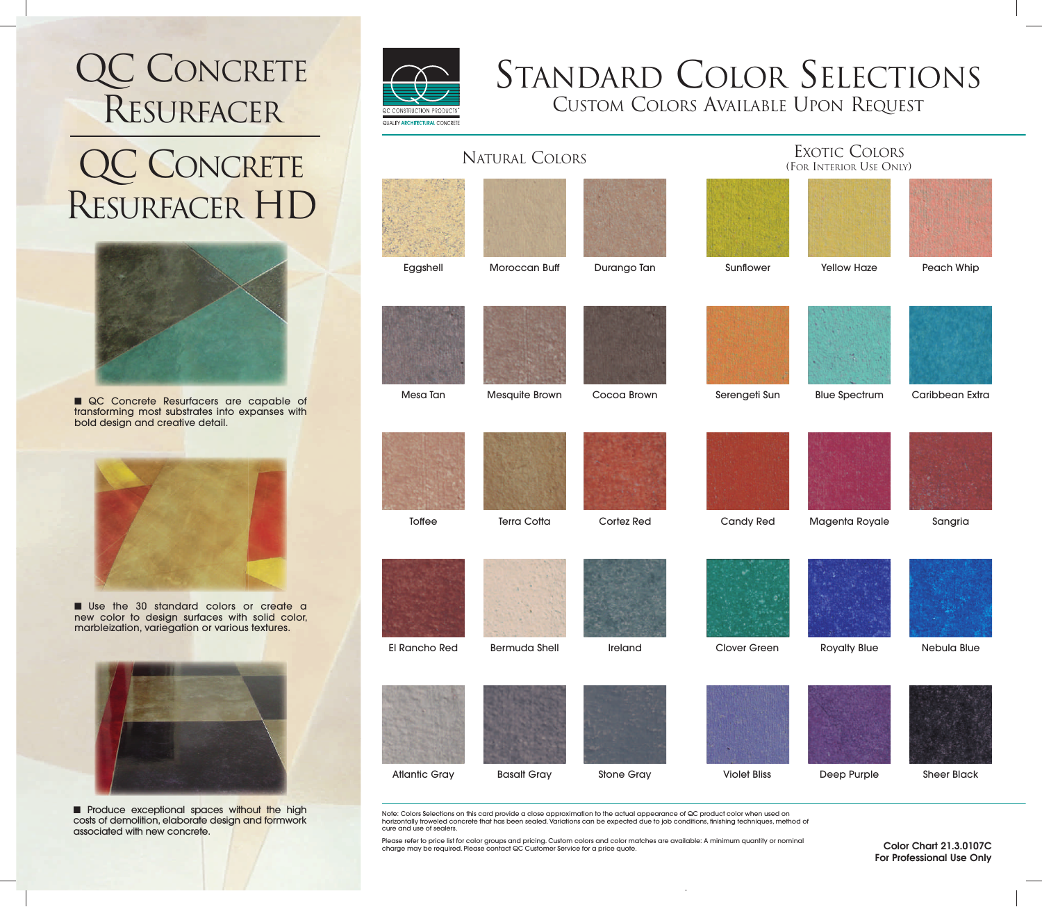# QC Concrete Resurfacer

# QC Concrete Resurfacer HD

- QC Concrete Resurfacers are capable of transforming most substrates into expanses with bold design and creative detail.

- Use the 30 standard colors or create a new color to design surfaces with solid color, marbleization, variegation or various textures.

- Produce exceptional spaces without the high costs of demolition, elaborate design and formwork associated with new concrete.

QC CONSTRUCTION PRODUCTS
QUALITY ARCHITECTURAL CONCRETE

# Standard Color Selections

## Custom Colors Available Upon Request

### Natural Colors

| | | |
|---|---|---|
| Eggshell | Moroccan Buff | Durango Tan |
| Mesa Tan | Mesquite Brown | Cocoa Brown |
| Toffee | Terra Cotta | Cortez Red |
| El Rancho Red | Bermuda Shell | Ireland |
| Atlantic Gray | Basalt Gray | Stone Gray |

### Exotic Colors
(For Interior Use Only)

| | | |
|---|---|---|
| Sunflower | Yellow Haze | Peach Whip |
| Serengeti Sun | Blue Spectrum | Caribbean Extra |
| Candy Red | Magenta Royale | Sangria |
| Clover Green | Royalty Blue | Nebula Blue |
| Violet Bliss | Deep Purple | Sheer Black |

Note: Colors Selections on this card provide a close approximation to the actual appearance of QC product color when used on horizontally troweled concrete that has been sealed. Variations can be expected due to job conditions, finishing techniques, method of cure and use of sealers.

Please refer to price list for color groups and pricing. Custom colors and color matches are available: A minimum quantity or nominal charge may be required. Please contact QC Customer Service for a price quote.

**Color Chart 21.3.0107C**
**For Professional Use Only**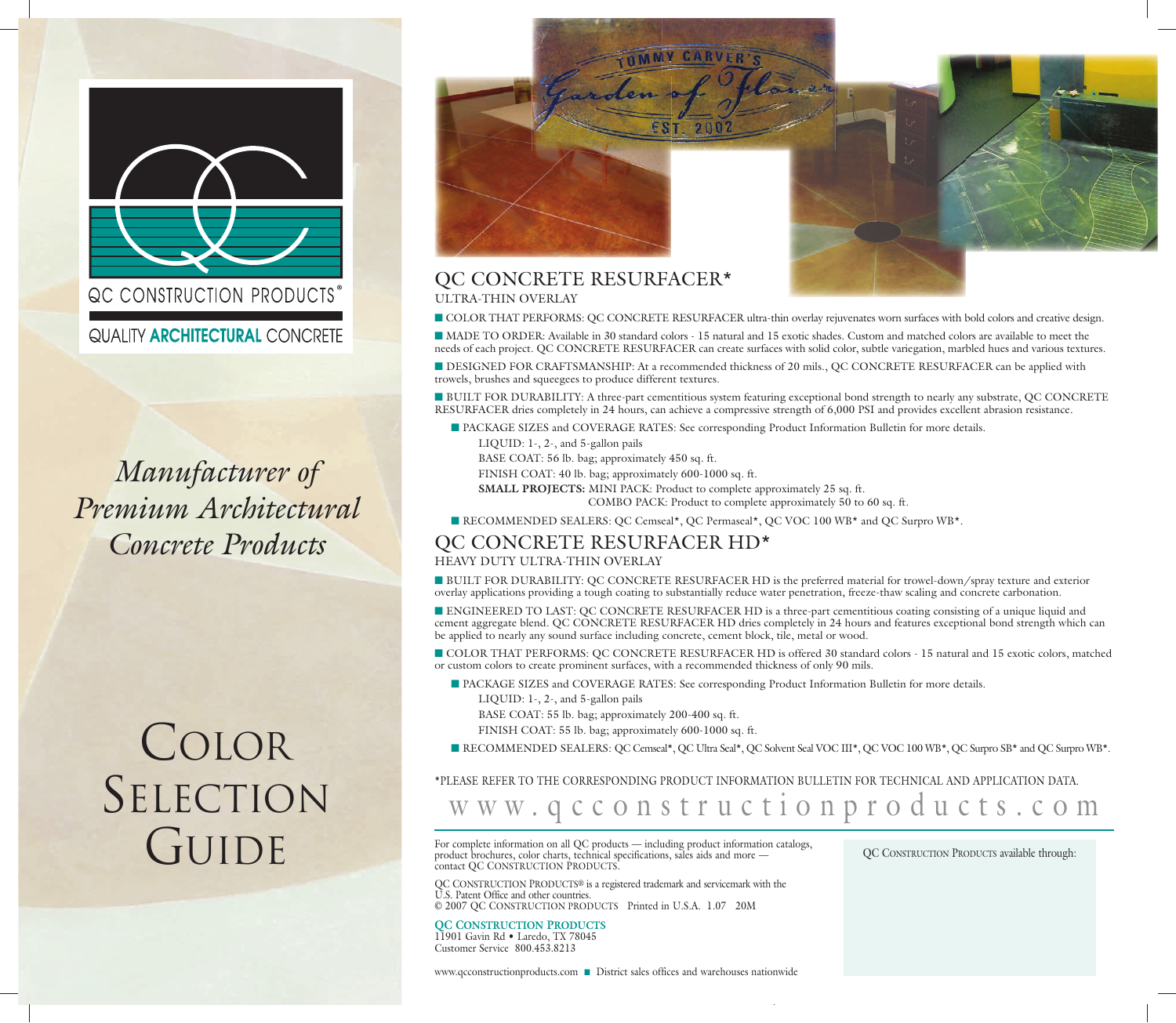QC CONSTRUCTION PRODUCTS®

QUALITY **ARCHITECTURAL** CONCRETE

*Manufacturer of Premium Architectural Concrete Products*

# Color Selection Guide

## QC CONCRETE RESURFACER*

ULTRA-THIN OVERLAY

■ COLOR THAT PERFORMS: QC CONCRETE RESURFACER ultra-thin overlay rejuvenates worn surfaces with bold colors and creative design.

■ MADE TO ORDER: Available in 30 standard colors - 15 natural and 15 exotic shades. Custom and matched colors are available to meet the needs of each project. QC CONCRETE RESURFACER can create surfaces with solid color, subtle variegation, marbled hues and various textures.

■ DESIGNED FOR CRAFTSMANSHIP: At a recommended thickness of 20 mils., QC CONCRETE RESURFACER can be applied with trowels, brushes and squeegees to produce different textures.

■ BUILT FOR DURABILITY: A three-part cementitious system featuring exceptional bond strength to nearly any substrate, QC CONCRETE RESURFACER dries completely in 24 hours, can achieve a compressive strength of 6,000 PSI and provides excellent abrasion resistance.

■ PACKAGE SIZES and COVERAGE RATES: See corresponding Product Information Bulletin for more details.

LIQUID: 1-, 2-, and 5-gallon pails

BASE COAT: 56 lb. bag; approximately 450 sq. ft.

FINISH COAT: 40 lb. bag; approximately 600-1000 sq. ft.

**SMALL PROJECTS:** MINI PACK: Product to complete approximately 25 sq. ft.

COMBO PACK: Product to complete approximately 50 to 60 sq. ft.

■ RECOMMENDED SEALERS: QC Cemseal*, QC Permaseal*, QC VOC 100 WB* and QC Surpro WB*.

## QC CONCRETE RESURFACER HD*

HEAVY DUTY ULTRA-THIN OVERLAY

■ BUILT FOR DURABILITY: QC CONCRETE RESURFACER HD is the preferred material for trowel-down/spray texture and exterior overlay applications providing a tough coating to substantially reduce water penetration, freeze-thaw scaling and concrete carbonation.

■ ENGINEERED TO LAST: QC CONCRETE RESURFACER HD is a three-part cementitious coating consisting of a unique liquid and cement aggregate blend. QC CONCRETE RESURFACER HD dries completely in 24 hours and features exceptional bond strength which can be applied to nearly any sound surface including concrete, cement block, tile, metal or wood.

■ COLOR THAT PERFORMS: QC CONCRETE RESURFACER HD is offered 30 standard colors - 15 natural and 15 exotic colors, matched or custom colors to create prominent surfaces, with a recommended thickness of only 90 mils.

■ PACKAGE SIZES and COVERAGE RATES: See corresponding Product Information Bulletin for more details.

LIQUID: 1-, 2-, and 5-gallon pails

BASE COAT: 55 lb. bag; approximately 200-400 sq. ft.

FINISH COAT: 55 lb. bag; approximately 600-1000 sq. ft.

■ RECOMMENDED SEALERS: QC Cemseal*, QC Ultra Seal*, QC Solvent Seal VOC III*, QC VOC 100 WB*, QC Surpro SB* and QC Surpro WB*.

*PLEASE REFER TO THE CORRESPONDING PRODUCT INFORMATION BULLETIN FOR TECHNICAL AND APPLICATION DATA.

www.qcconstructionproducts.com

For complete information on all QC products — including product information catalogs, product brochures, color charts, technical specifications, sales aids and more — contact QC CONSTRUCTION PRODUCTS.

QC CONSTRUCTION PRODUCTS® is a registered trademark and servicemark with the U.S. Patent Office and other countries.
© 2007 QC CONSTRUCTION PRODUCTS Printed in U.S.A. 1.07 20M

**QC CONSTRUCTION PRODUCTS**
11901 Gavin Rd • Laredo, TX 78045
Customer Service 800.453.8213

www.qcconstructionproducts.com ■ District sales offices and warehouses nationwide

QC CONSTRUCTION PRODUCTS available through: